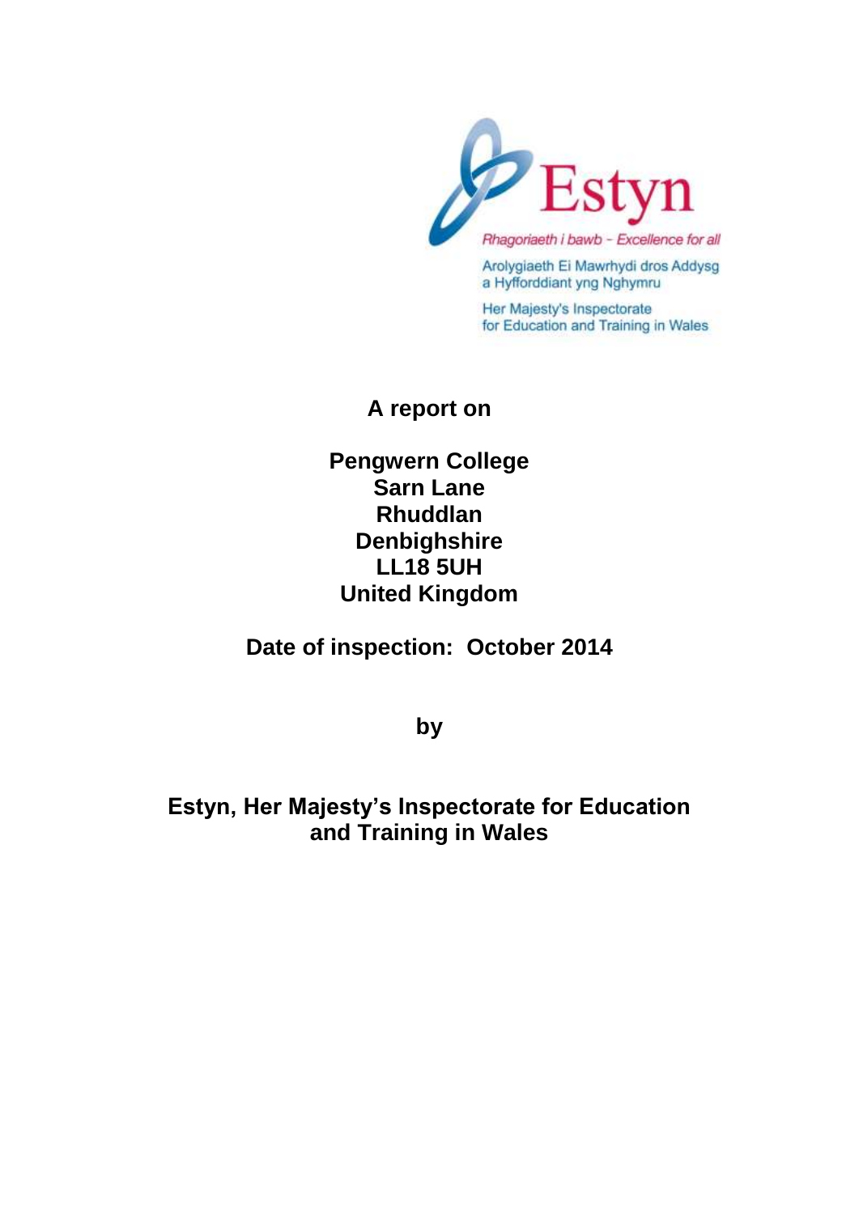Estyn

*Rhagoriaeth i bawb – Excellence for all*

Arolygiaeth Ei Mawrhydi dros Addysg a Hyfforddiant yng Nghymru

Her Majesty's Inspectorate for Education and Training in Wales

**A report on**

**Pengwern College**
**Sarn Lane**
**Rhuddlan**
**Denbighshire**
**LL18 5UH**
**United Kingdom**

**Date of inspection: October 2014**

**by**

**Estyn, Her Majesty's Inspectorate for Education and Training in Wales**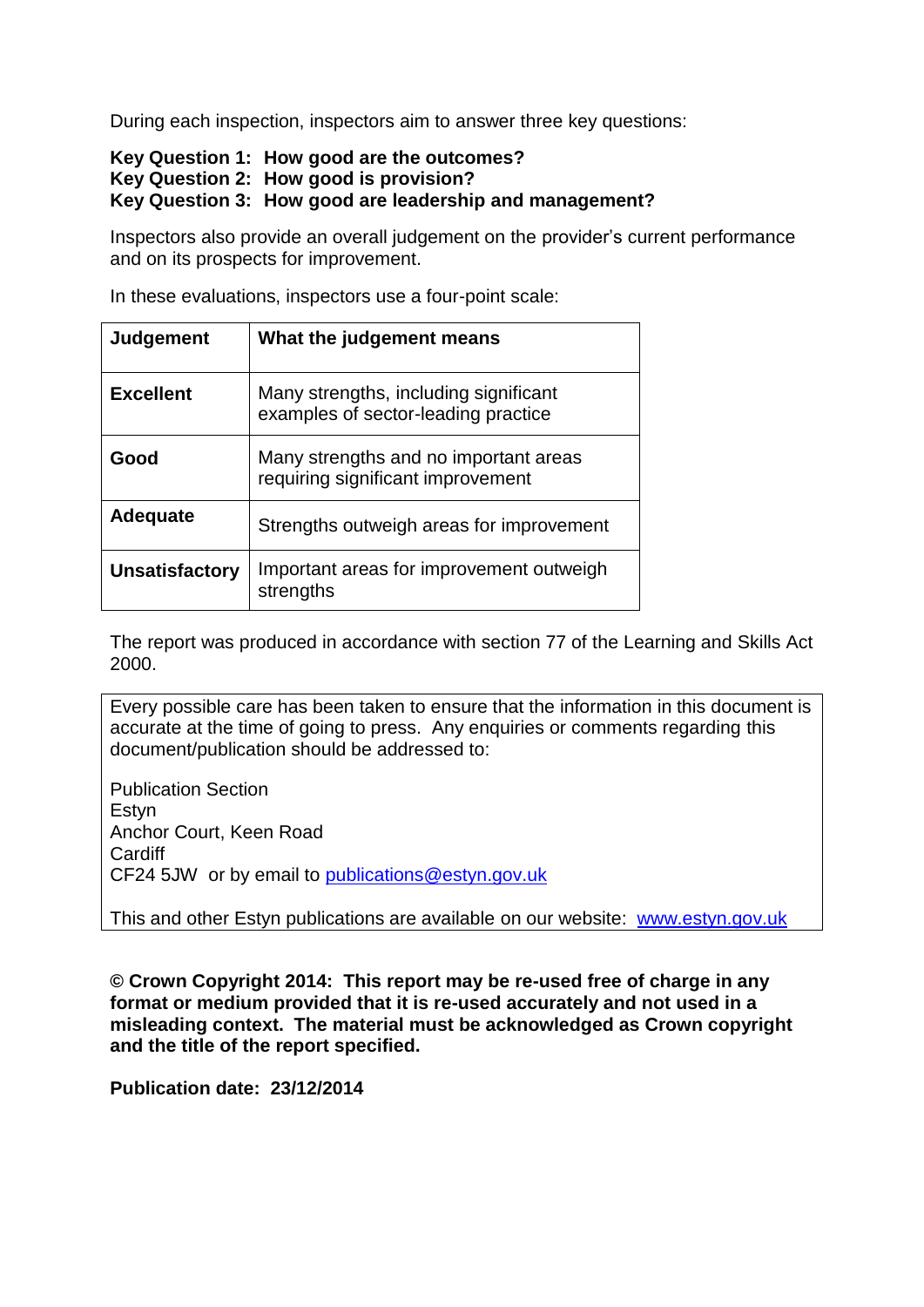During each inspection, inspectors aim to answer three key questions:

**Key Question 1: How good are the outcomes?**
**Key Question 2: How good is provision?**
**Key Question 3: How good are leadership and management?**

Inspectors also provide an overall judgement on the provider's current performance and on its prospects for improvement.

In these evaluations, inspectors use a four-point scale:

| **Judgement** | **What the judgement means** |
|---|---|
| **Excellent** | Many strengths, including significant examples of sector-leading practice |
| **Good** | Many strengths and no important areas requiring significant improvement |
| **Adequate** | Strengths outweigh areas for improvement |
| **Unsatisfactory** | Important areas for improvement outweigh strengths |

The report was produced in accordance with section 77 of the Learning and Skills Act 2000.

Every possible care has been taken to ensure that the information in this document is accurate at the time of going to press. Any enquiries or comments regarding this document/publication should be addressed to:

Publication Section
Estyn
Anchor Court, Keen Road
Cardiff
CF24 5JW or by email to publications@estyn.gov.uk

This and other Estyn publications are available on our website: www.estyn.gov.uk

**© Crown Copyright 2014: This report may be re-used free of charge in any format or medium provided that it is re-used accurately and not used in a misleading context. The material must be acknowledged as Crown copyright and the title of the report specified.**

**Publication date: 23/12/2014**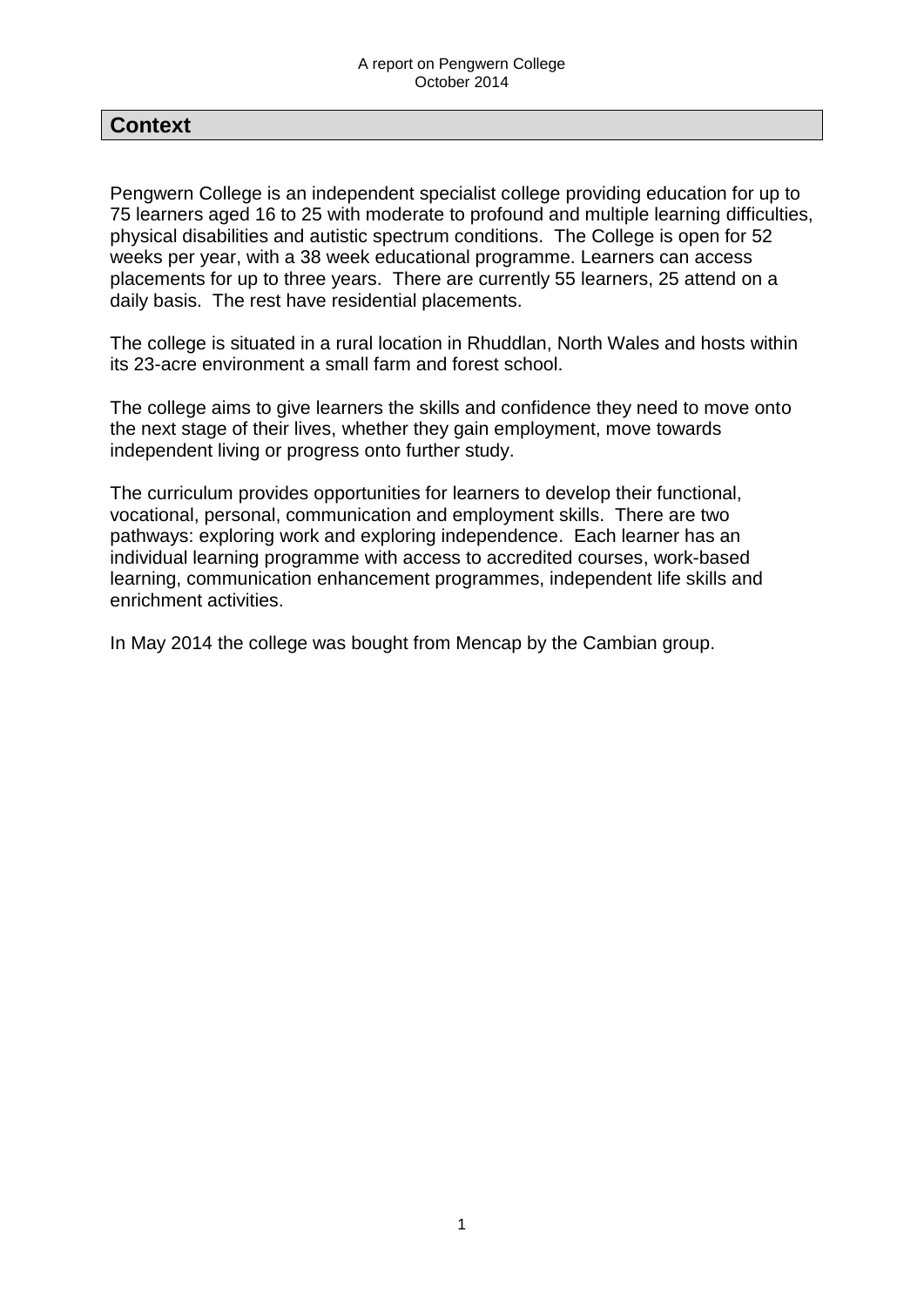## Context

Pengwern College is an independent specialist college providing education for up to 75 learners aged 16 to 25 with moderate to profound and multiple learning difficulties, physical disabilities and autistic spectrum conditions. The College is open for 52 weeks per year, with a 38 week educational programme. Learners can access placements for up to three years. There are currently 55 learners, 25 attend on a daily basis. The rest have residential placements.

The college is situated in a rural location in Rhuddlan, North Wales and hosts within its 23-acre environment a small farm and forest school.

The college aims to give learners the skills and confidence they need to move onto the next stage of their lives, whether they gain employment, move towards independent living or progress onto further study.

The curriculum provides opportunities for learners to develop their functional, vocational, personal, communication and employment skills. There are two pathways: exploring work and exploring independence. Each learner has an individual learning programme with access to accredited courses, work-based learning, communication enhancement programmes, independent life skills and enrichment activities.

In May 2014 the college was bought from Mencap by the Cambian group.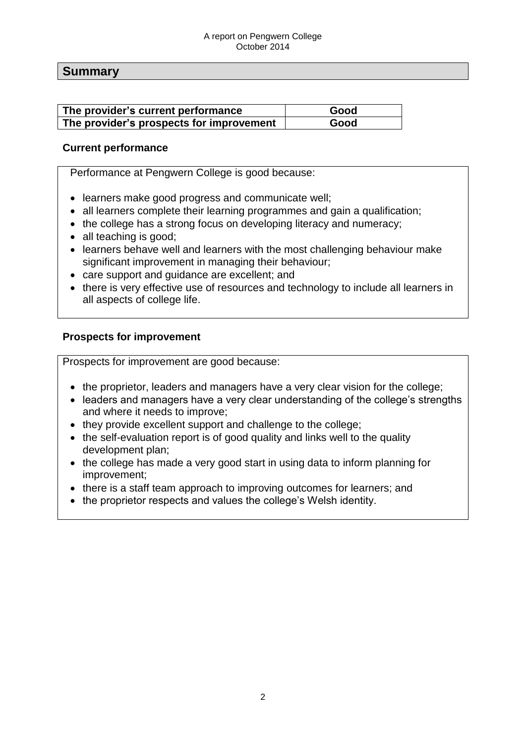## Summary

| The provider's current performance | Good |
| --- | --- |
| The provider's prospects for improvement | Good |

### Current performance

Performance at Pengwern College is good because:

- learners make good progress and communicate well;
- all learners complete their learning programmes and gain a qualification;
- the college has a strong focus on developing literacy and numeracy;
- all teaching is good;
- learners behave well and learners with the most challenging behaviour make significant improvement in managing their behaviour;
- care support and guidance are excellent; and
- there is very effective use of resources and technology to include all learners in all aspects of college life.

### Prospects for improvement

Prospects for improvement are good because:

- the proprietor, leaders and managers have a very clear vision for the college;
- leaders and managers have a very clear understanding of the college's strengths and where it needs to improve;
- they provide excellent support and challenge to the college;
- the self-evaluation report is of good quality and links well to the quality development plan;
- the college has made a very good start in using data to inform planning for improvement;
- there is a staff team approach to improving outcomes for learners; and
- the proprietor respects and values the college's Welsh identity.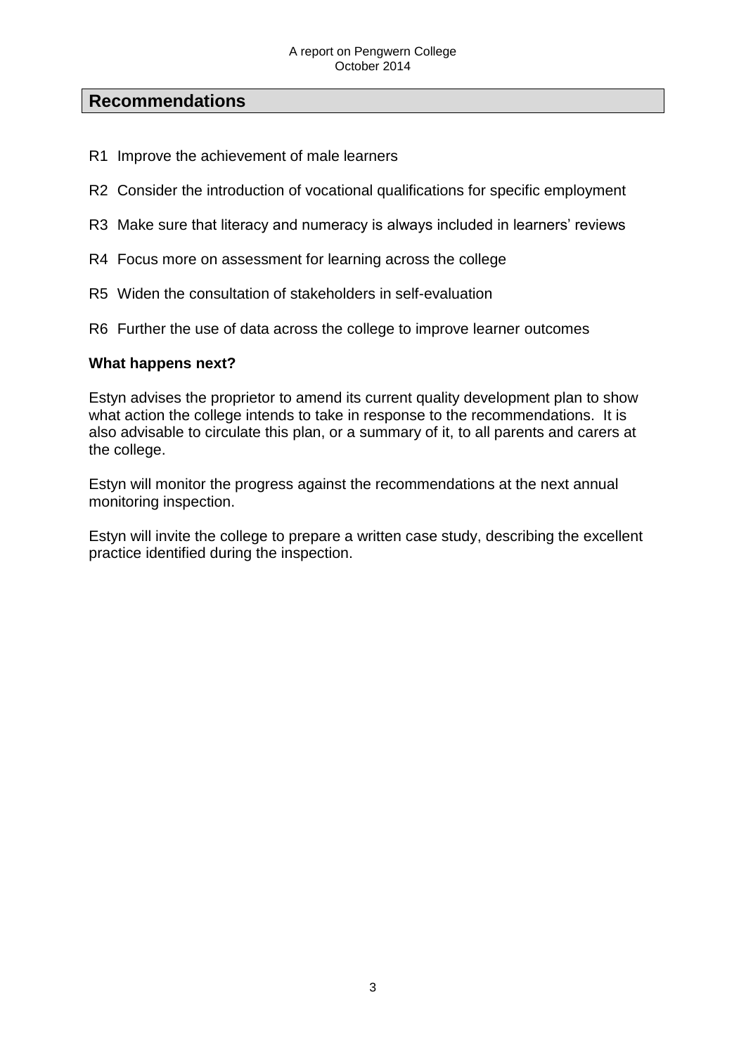## Recommendations

R1 Improve the achievement of male learners

R2 Consider the introduction of vocational qualifications for specific employment

R3 Make sure that literacy and numeracy is always included in learners' reviews

R4 Focus more on assessment for learning across the college

R5 Widen the consultation of stakeholders in self-evaluation

R6 Further the use of data across the college to improve learner outcomes

**What happens next?**

Estyn advises the proprietor to amend its current quality development plan to show what action the college intends to take in response to the recommendations. It is also advisable to circulate this plan, or a summary of it, to all parents and carers at the college.

Estyn will monitor the progress against the recommendations at the next annual monitoring inspection.

Estyn will invite the college to prepare a written case study, describing the excellent practice identified during the inspection.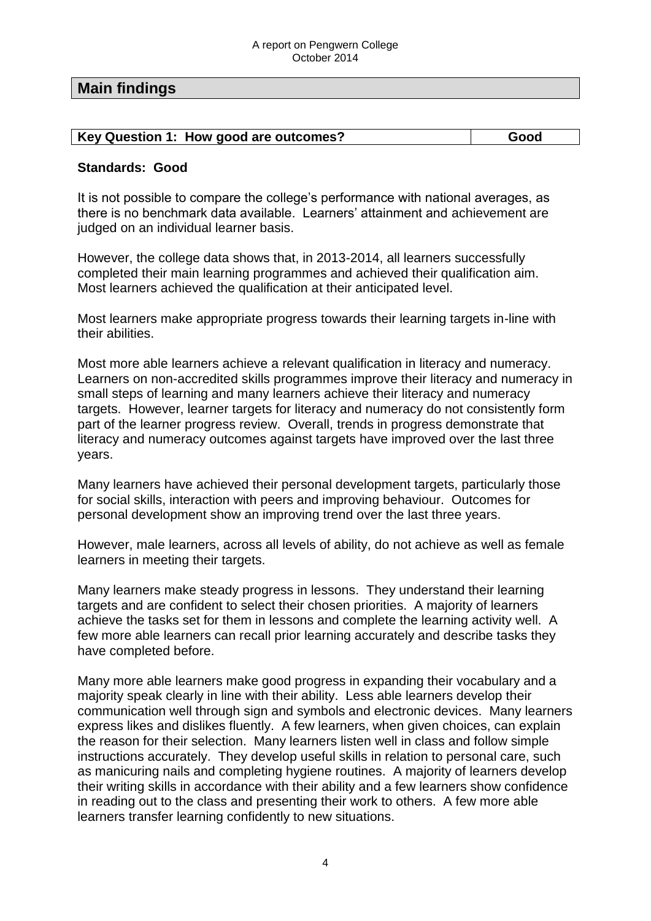## Main findings

| Key Question 1: How good are outcomes? | Good |
|---|---|

**Standards: Good**

It is not possible to compare the college's performance with national averages, as there is no benchmark data available. Learners' attainment and achievement are judged on an individual learner basis.

However, the college data shows that, in 2013-2014, all learners successfully completed their main learning programmes and achieved their qualification aim. Most learners achieved the qualification at their anticipated level.

Most learners make appropriate progress towards their learning targets in-line with their abilities.

Most more able learners achieve a relevant qualification in literacy and numeracy. Learners on non-accredited skills programmes improve their literacy and numeracy in small steps of learning and many learners achieve their literacy and numeracy targets. However, learner targets for literacy and numeracy do not consistently form part of the learner progress review. Overall, trends in progress demonstrate that literacy and numeracy outcomes against targets have improved over the last three years.

Many learners have achieved their personal development targets, particularly those for social skills, interaction with peers and improving behaviour. Outcomes for personal development show an improving trend over the last three years.

However, male learners, across all levels of ability, do not achieve as well as female learners in meeting their targets.

Many learners make steady progress in lessons. They understand their learning targets and are confident to select their chosen priorities. A majority of learners achieve the tasks set for them in lessons and complete the learning activity well. A few more able learners can recall prior learning accurately and describe tasks they have completed before.

Many more able learners make good progress in expanding their vocabulary and a majority speak clearly in line with their ability. Less able learners develop their communication well through sign and symbols and electronic devices. Many learners express likes and dislikes fluently. A few learners, when given choices, can explain the reason for their selection. Many learners listen well in class and follow simple instructions accurately. They develop useful skills in relation to personal care, such as manicuring nails and completing hygiene routines. A majority of learners develop their writing skills in accordance with their ability and a few learners show confidence in reading out to the class and presenting their work to others. A few more able learners transfer learning confidently to new situations.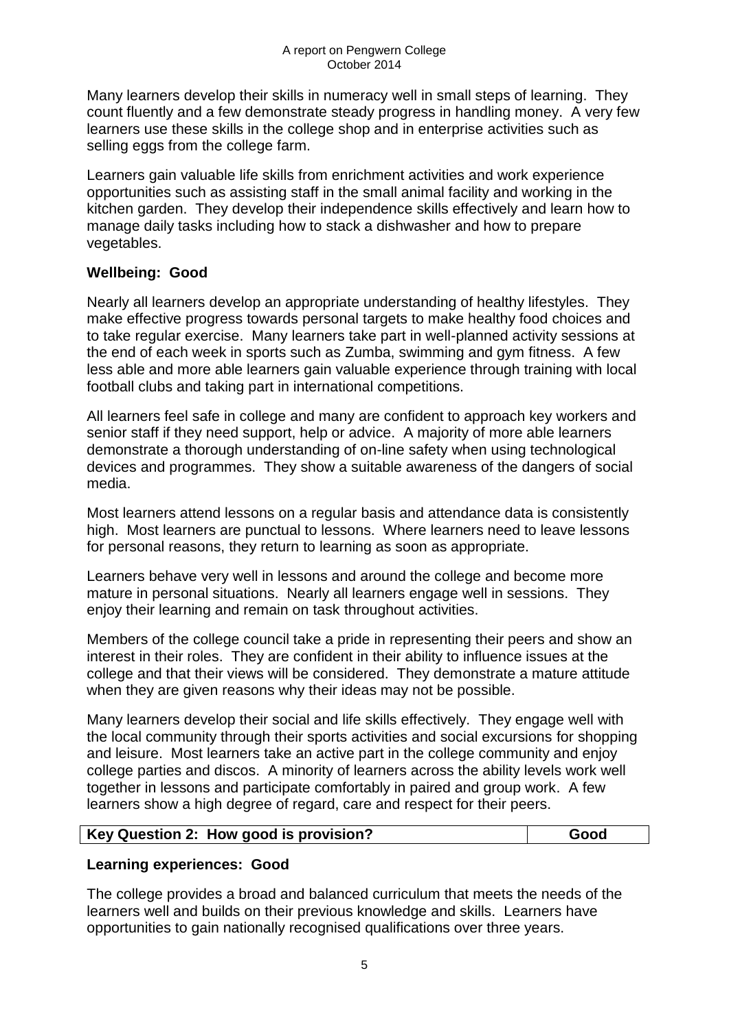Many learners develop their skills in numeracy well in small steps of learning. They count fluently and a few demonstrate steady progress in handling money. A very few learners use these skills in the college shop and in enterprise activities such as selling eggs from the college farm.

Learners gain valuable life skills from enrichment activities and work experience opportunities such as assisting staff in the small animal facility and working in the kitchen garden. They develop their independence skills effectively and learn how to manage daily tasks including how to stack a dishwasher and how to prepare vegetables.

**Wellbeing: Good**

Nearly all learners develop an appropriate understanding of healthy lifestyles. They make effective progress towards personal targets to make healthy food choices and to take regular exercise. Many learners take part in well-planned activity sessions at the end of each week in sports such as Zumba, swimming and gym fitness. A few less able and more able learners gain valuable experience through training with local football clubs and taking part in international competitions.

All learners feel safe in college and many are confident to approach key workers and senior staff if they need support, help or advice. A majority of more able learners demonstrate a thorough understanding of on-line safety when using technological devices and programmes. They show a suitable awareness of the dangers of social media.

Most learners attend lessons on a regular basis and attendance data is consistently high. Most learners are punctual to lessons. Where learners need to leave lessons for personal reasons, they return to learning as soon as appropriate.

Learners behave very well in lessons and around the college and become more mature in personal situations. Nearly all learners engage well in sessions. They enjoy their learning and remain on task throughout activities.

Members of the college council take a pride in representing their peers and show an interest in their roles. They are confident in their ability to influence issues at the college and that their views will be considered. They demonstrate a mature attitude when they are given reasons why their ideas may not be possible.

Many learners develop their social and life skills effectively. They engage well with the local community through their sports activities and social excursions for shopping and leisure. Most learners take an active part in the college community and enjoy college parties and discos. A minority of learners across the ability levels work well together in lessons and participate comfortably in paired and group work. A few learners show a high degree of regard, care and respect for their peers.

| Key Question 2: How good is provision? | Good |
|---|---|

**Learning experiences: Good**

The college provides a broad and balanced curriculum that meets the needs of the learners well and builds on their previous knowledge and skills. Learners have opportunities to gain nationally recognised qualifications over three years.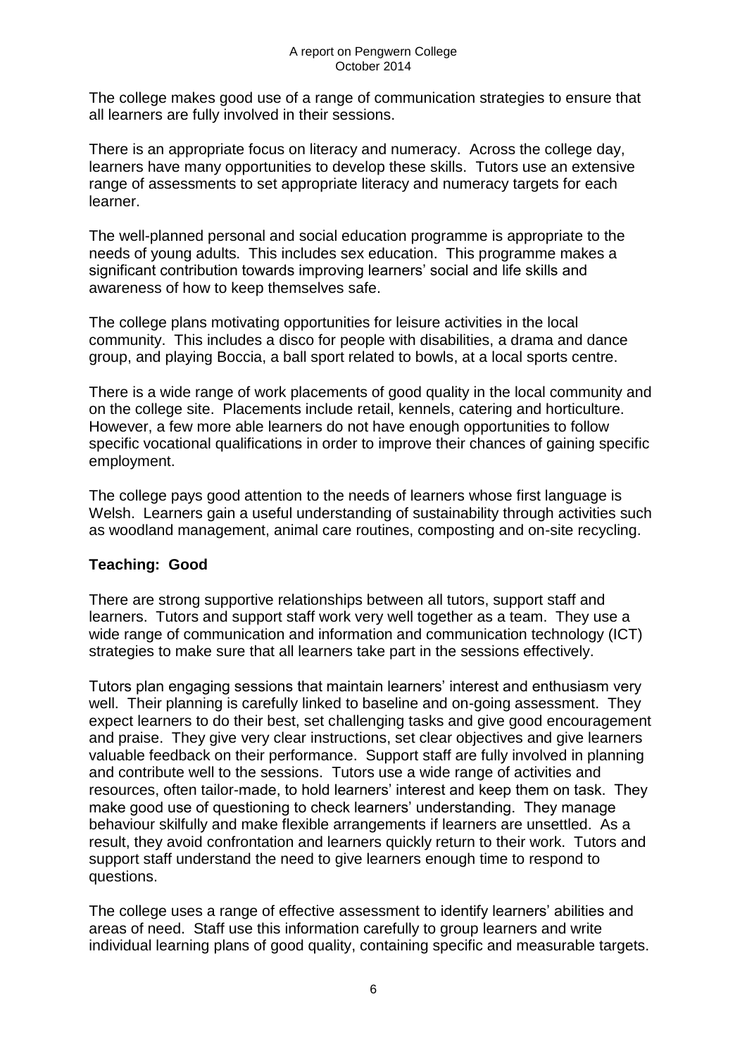The college makes good use of a range of communication strategies to ensure that all learners are fully involved in their sessions.

There is an appropriate focus on literacy and numeracy. Across the college day, learners have many opportunities to develop these skills. Tutors use an extensive range of assessments to set appropriate literacy and numeracy targets for each learner.

The well-planned personal and social education programme is appropriate to the needs of young adults. This includes sex education. This programme makes a significant contribution towards improving learners' social and life skills and awareness of how to keep themselves safe.

The college plans motivating opportunities for leisure activities in the local community. This includes a disco for people with disabilities, a drama and dance group, and playing Boccia, a ball sport related to bowls, at a local sports centre.

There is a wide range of work placements of good quality in the local community and on the college site. Placements include retail, kennels, catering and horticulture. However, a few more able learners do not have enough opportunities to follow specific vocational qualifications in order to improve their chances of gaining specific employment.

The college pays good attention to the needs of learners whose first language is Welsh. Learners gain a useful understanding of sustainability through activities such as woodland management, animal care routines, composting and on-site recycling.

**Teaching: Good**

There are strong supportive relationships between all tutors, support staff and learners. Tutors and support staff work very well together as a team. They use a wide range of communication and information and communication technology (ICT) strategies to make sure that all learners take part in the sessions effectively.

Tutors plan engaging sessions that maintain learners' interest and enthusiasm very well. Their planning is carefully linked to baseline and on-going assessment. They expect learners to do their best, set challenging tasks and give good encouragement and praise. They give very clear instructions, set clear objectives and give learners valuable feedback on their performance. Support staff are fully involved in planning and contribute well to the sessions. Tutors use a wide range of activities and resources, often tailor-made, to hold learners' interest and keep them on task. They make good use of questioning to check learners' understanding. They manage behaviour skilfully and make flexible arrangements if learners are unsettled. As a result, they avoid confrontation and learners quickly return to their work. Tutors and support staff understand the need to give learners enough time to respond to questions.

The college uses a range of effective assessment to identify learners' abilities and areas of need. Staff use this information carefully to group learners and write individual learning plans of good quality, containing specific and measurable targets.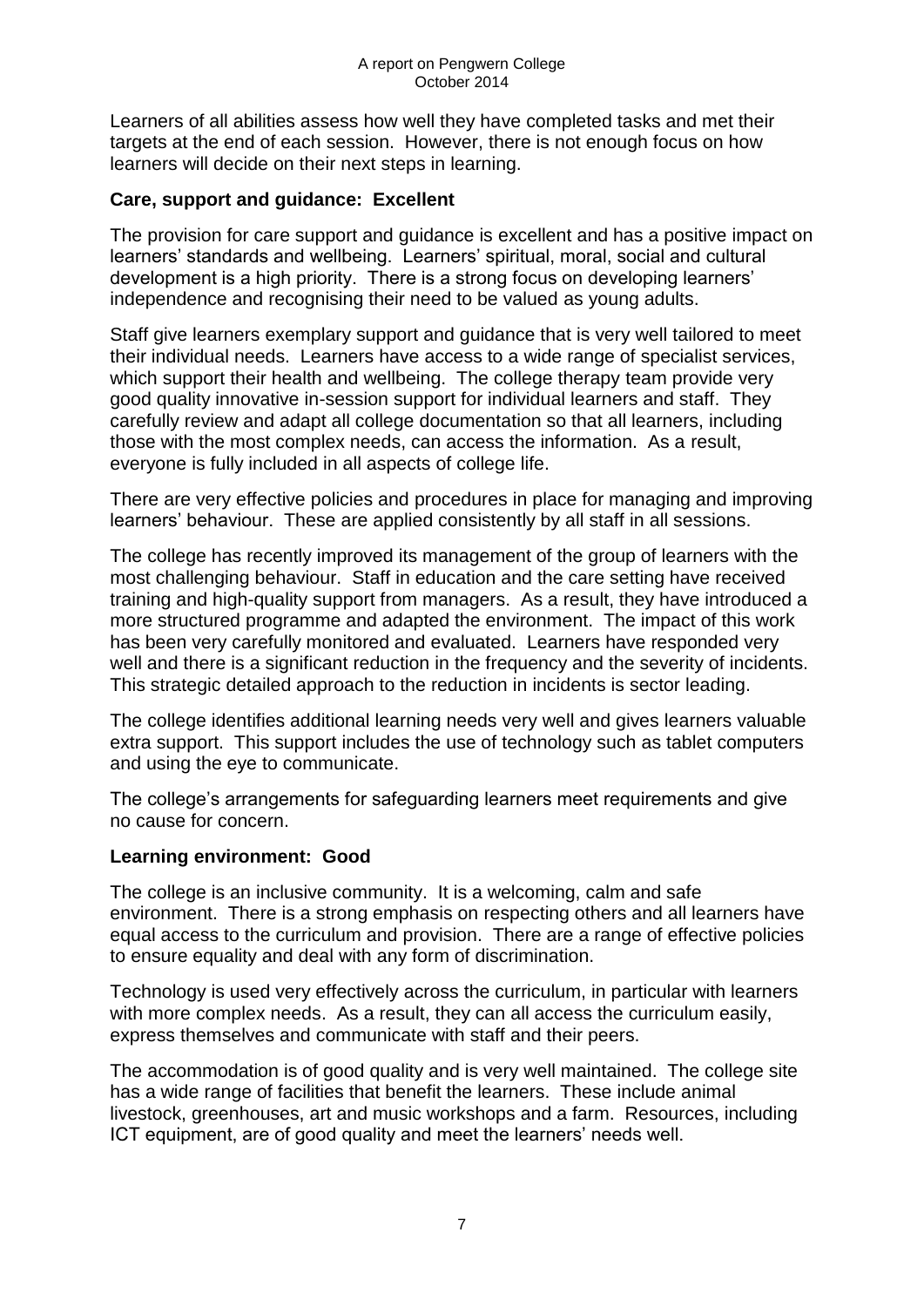Learners of all abilities assess how well they have completed tasks and met their targets at the end of each session. However, there is not enough focus on how learners will decide on their next steps in learning.

### Care, support and guidance: Excellent

The provision for care support and guidance is excellent and has a positive impact on learners' standards and wellbeing. Learners' spiritual, moral, social and cultural development is a high priority. There is a strong focus on developing learners' independence and recognising their need to be valued as young adults.

Staff give learners exemplary support and guidance that is very well tailored to meet their individual needs. Learners have access to a wide range of specialist services, which support their health and wellbeing. The college therapy team provide very good quality innovative in-session support for individual learners and staff. They carefully review and adapt all college documentation so that all learners, including those with the most complex needs, can access the information. As a result, everyone is fully included in all aspects of college life.

There are very effective policies and procedures in place for managing and improving learners' behaviour. These are applied consistently by all staff in all sessions.

The college has recently improved its management of the group of learners with the most challenging behaviour. Staff in education and the care setting have received training and high-quality support from managers. As a result, they have introduced a more structured programme and adapted the environment. The impact of this work has been very carefully monitored and evaluated. Learners have responded very well and there is a significant reduction in the frequency and the severity of incidents. This strategic detailed approach to the reduction in incidents is sector leading.

The college identifies additional learning needs very well and gives learners valuable extra support. This support includes the use of technology such as tablet computers and using the eye to communicate.

The college's arrangements for safeguarding learners meet requirements and give no cause for concern.

### Learning environment: Good

The college is an inclusive community. It is a welcoming, calm and safe environment. There is a strong emphasis on respecting others and all learners have equal access to the curriculum and provision. There are a range of effective policies to ensure equality and deal with any form of discrimination.

Technology is used very effectively across the curriculum, in particular with learners with more complex needs. As a result, they can all access the curriculum easily, express themselves and communicate with staff and their peers.

The accommodation is of good quality and is very well maintained. The college site has a wide range of facilities that benefit the learners. These include animal livestock, greenhouses, art and music workshops and a farm. Resources, including ICT equipment, are of good quality and meet the learners' needs well.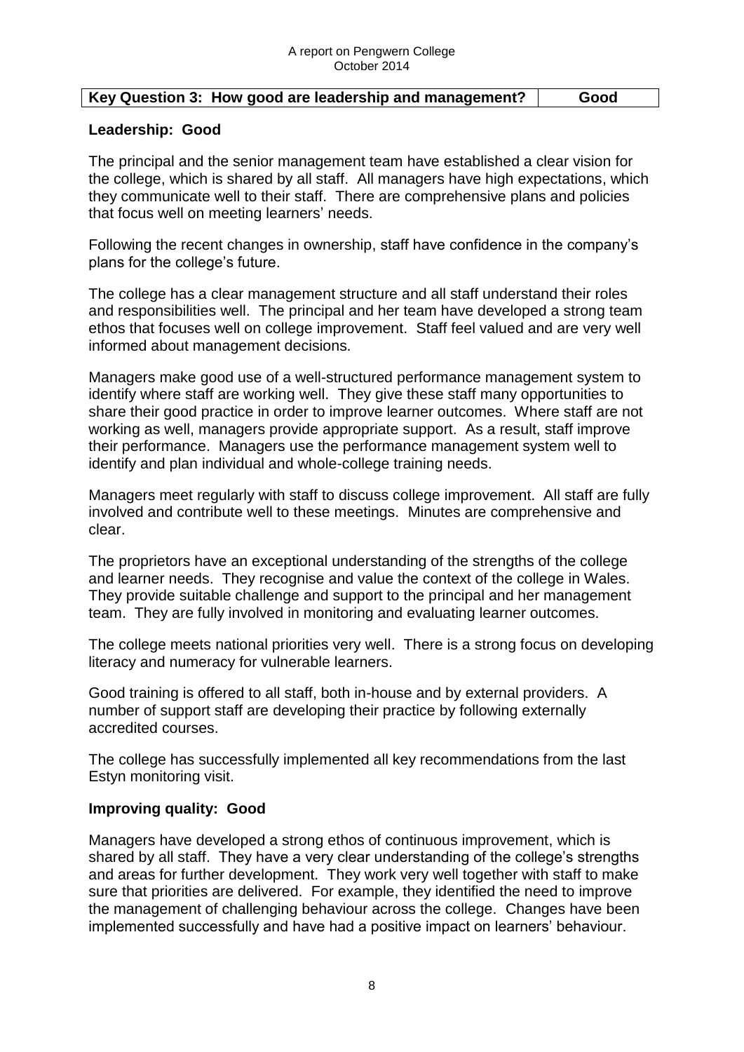| Key Question 3: How good are leadership and management? | Good |
| --- | --- |

**Leadership: Good**

The principal and the senior management team have established a clear vision for the college, which is shared by all staff. All managers have high expectations, which they communicate well to their staff. There are comprehensive plans and policies that focus well on meeting learners' needs.

Following the recent changes in ownership, staff have confidence in the company's plans for the college's future.

The college has a clear management structure and all staff understand their roles and responsibilities well. The principal and her team have developed a strong team ethos that focuses well on college improvement. Staff feel valued and are very well informed about management decisions.

Managers make good use of a well-structured performance management system to identify where staff are working well. They give these staff many opportunities to share their good practice in order to improve learner outcomes. Where staff are not working as well, managers provide appropriate support. As a result, staff improve their performance. Managers use the performance management system well to identify and plan individual and whole-college training needs.

Managers meet regularly with staff to discuss college improvement. All staff are fully involved and contribute well to these meetings. Minutes are comprehensive and clear.

The proprietors have an exceptional understanding of the strengths of the college and learner needs. They recognise and value the context of the college in Wales. They provide suitable challenge and support to the principal and her management team. They are fully involved in monitoring and evaluating learner outcomes.

The college meets national priorities very well. There is a strong focus on developing literacy and numeracy for vulnerable learners.

Good training is offered to all staff, both in-house and by external providers. A number of support staff are developing their practice by following externally accredited courses.

The college has successfully implemented all key recommendations from the last Estyn monitoring visit.

**Improving quality: Good**

Managers have developed a strong ethos of continuous improvement, which is shared by all staff. They have a very clear understanding of the college's strengths and areas for further development. They work very well together with staff to make sure that priorities are delivered. For example, they identified the need to improve the management of challenging behaviour across the college. Changes have been implemented successfully and have had a positive impact on learners' behaviour.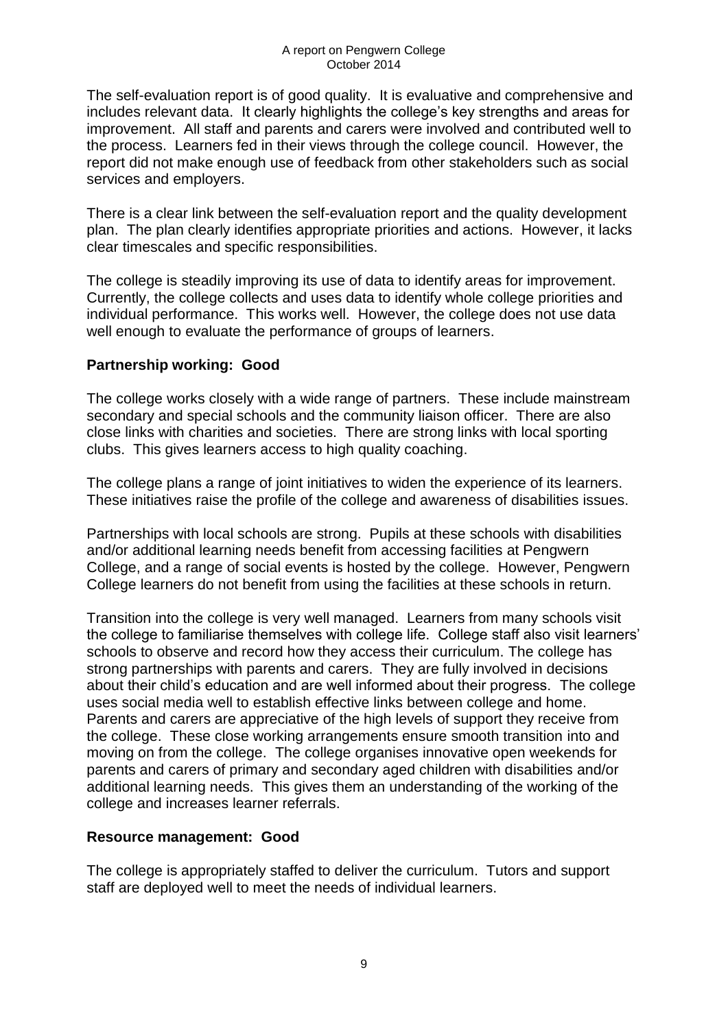The self-evaluation report is of good quality. It is evaluative and comprehensive and includes relevant data. It clearly highlights the college's key strengths and areas for improvement. All staff and parents and carers were involved and contributed well to the process. Learners fed in their views through the college council. However, the report did not make enough use of feedback from other stakeholders such as social services and employers.

There is a clear link between the self-evaluation report and the quality development plan. The plan clearly identifies appropriate priorities and actions. However, it lacks clear timescales and specific responsibilities.

The college is steadily improving its use of data to identify areas for improvement. Currently, the college collects and uses data to identify whole college priorities and individual performance. This works well. However, the college does not use data well enough to evaluate the performance of groups of learners.

**Partnership working: Good**

The college works closely with a wide range of partners. These include mainstream secondary and special schools and the community liaison officer. There are also close links with charities and societies. There are strong links with local sporting clubs. This gives learners access to high quality coaching.

The college plans a range of joint initiatives to widen the experience of its learners. These initiatives raise the profile of the college and awareness of disabilities issues.

Partnerships with local schools are strong. Pupils at these schools with disabilities and/or additional learning needs benefit from accessing facilities at Pengwern College, and a range of social events is hosted by the college. However, Pengwern College learners do not benefit from using the facilities at these schools in return.

Transition into the college is very well managed. Learners from many schools visit the college to familiarise themselves with college life. College staff also visit learners' schools to observe and record how they access their curriculum. The college has strong partnerships with parents and carers. They are fully involved in decisions about their child's education and are well informed about their progress. The college uses social media well to establish effective links between college and home. Parents and carers are appreciative of the high levels of support they receive from the college. These close working arrangements ensure smooth transition into and moving on from the college. The college organises innovative open weekends for parents and carers of primary and secondary aged children with disabilities and/or additional learning needs. This gives them an understanding of the working of the college and increases learner referrals.

**Resource management: Good**

The college is appropriately staffed to deliver the curriculum. Tutors and support staff are deployed well to meet the needs of individual learners.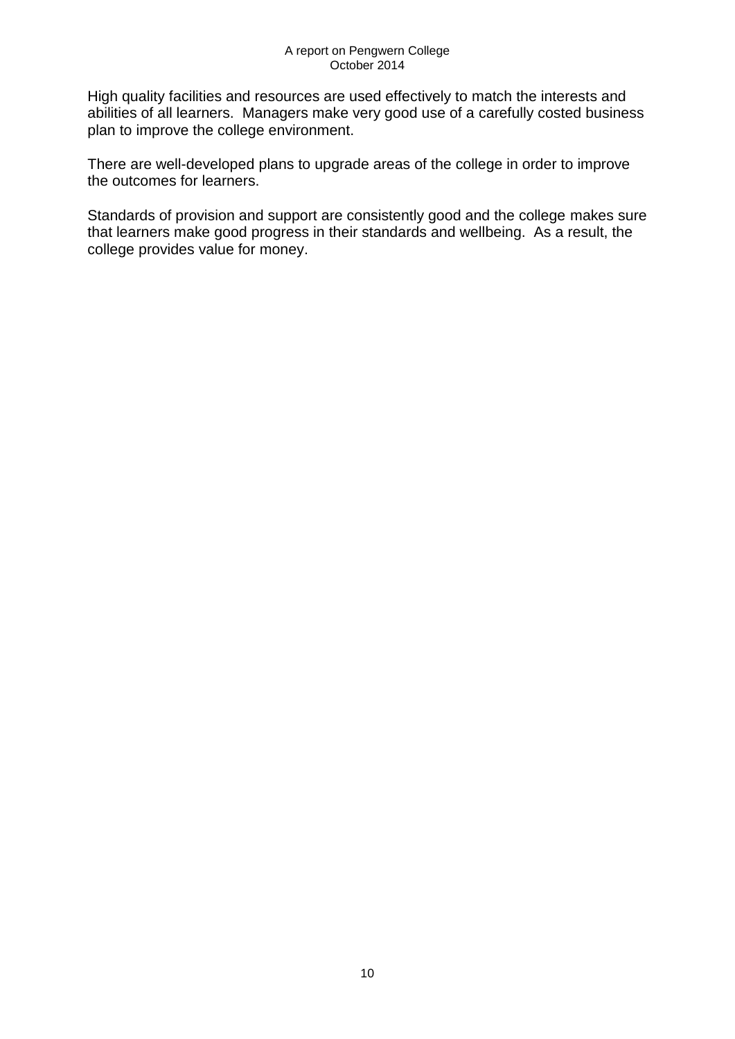High quality facilities and resources are used effectively to match the interests and abilities of all learners. Managers make very good use of a carefully costed business plan to improve the college environment.

There are well-developed plans to upgrade areas of the college in order to improve the outcomes for learners.

Standards of provision and support are consistently good and the college makes sure that learners make good progress in their standards and wellbeing. As a result, the college provides value for money.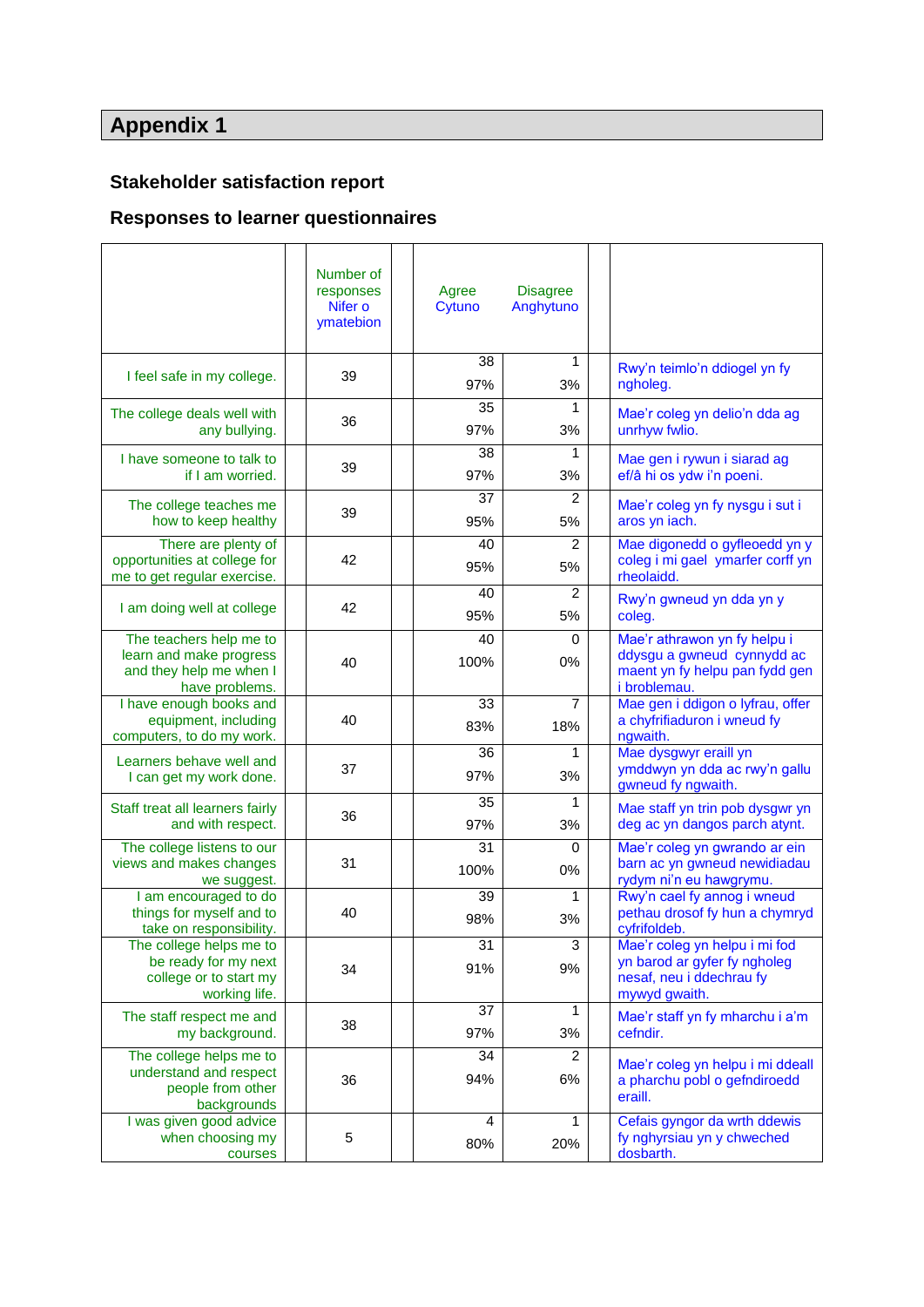# Appendix 1

## Stakeholder satisfaction report

## Responses to learner questionnaires

| | Number of responses Nifer o ymatebion | Agree Cytuno | Disagree Anghytuno | |
|---|---|---|---|---|
| I feel safe in my college. | 39 | 38<br>97% | 1<br>3% | Rwy'n teimlo'n ddiogel yn fy ngholeg. |
| The college deals well with any bullying. | 36 | 35<br>97% | 1<br>3% | Mae'r coleg yn delio'n dda ag unrhyw fwlio. |
| I have someone to talk to if I am worried. | 39 | 38<br>97% | 1<br>3% | Mae gen i rywun i siarad ag ef/â hi os ydw i'n poeni. |
| The college teaches me how to keep healthy | 39 | 37<br>95% | 2<br>5% | Mae'r coleg yn fy nysgu i sut i aros yn iach. |
| There are plenty of opportunities at college for me to get regular exercise. | 42 | 40<br>95% | 2<br>5% | Mae digonedd o gyfleoedd yn y coleg i mi gael ymarfer corff yn rheolaidd. |
| I am doing well at college | 42 | 40<br>95% | 2<br>5% | Rwy'n gwneud yn dda yn y coleg. |
| The teachers help me to learn and make progress and they help me when I have problems. | 40 | 40<br>100% | 0<br>0% | Mae'r athrawon yn fy helpu i ddysgu a gwneud cynnydd ac maent yn fy helpu pan fydd gen i broblemau. |
| I have enough books and equipment, including computers, to do my work. | 40 | 33<br>83% | 7<br>18% | Mae gen i ddigon o lyfrau, offer a chyfrifiaduron i wneud fy ngwaith. |
| Learners behave well and I can get my work done. | 37 | 36<br>97% | 1<br>3% | Mae dysgwyr eraill yn ymddwyn yn dda ac rwy'n gallu gwneud fy ngwaith. |
| Staff treat all learners fairly and with respect. | 36 | 35<br>97% | 1<br>3% | Mae staff yn trin pob dysgwr yn deg ac yn dangos parch atynt. |
| The college listens to our views and makes changes we suggest. | 31 | 31<br>100% | 0<br>0% | Mae'r coleg yn gwrando ar ein barn ac yn gwneud newidiadau rydym ni'n eu hawgrymu. |
| I am encouraged to do things for myself and to take on responsibility. | 40 | 39<br>98% | 1<br>3% | Rwy'n cael fy annog i wneud pethau drosof fy hun a chymryd cyfrifoldeb. |
| The college helps me to be ready for my next college or to start my working life. | 34 | 31<br>91% | 3<br>9% | Mae'r coleg yn helpu i mi fod yn barod ar gyfer fy ngholeg nesaf, neu i ddechrau fy mywyd gwaith. |
| The staff respect me and my background. | 38 | 37<br>97% | 1<br>3% | Mae'r staff yn fy mharchu i a'm cefndir. |
| The college helps me to understand and respect people from other backgrounds | 36 | 34<br>94% | 2<br>6% | Mae'r coleg yn helpu i mi ddeall a pharchu pobl o gefndiroedd eraill. |
| I was given good advice when choosing my courses | 5 | 4<br>80% | 1<br>20% | Cefais gyngor da wrth ddewis fy nghyrsiau yn y chweched dosbarth. |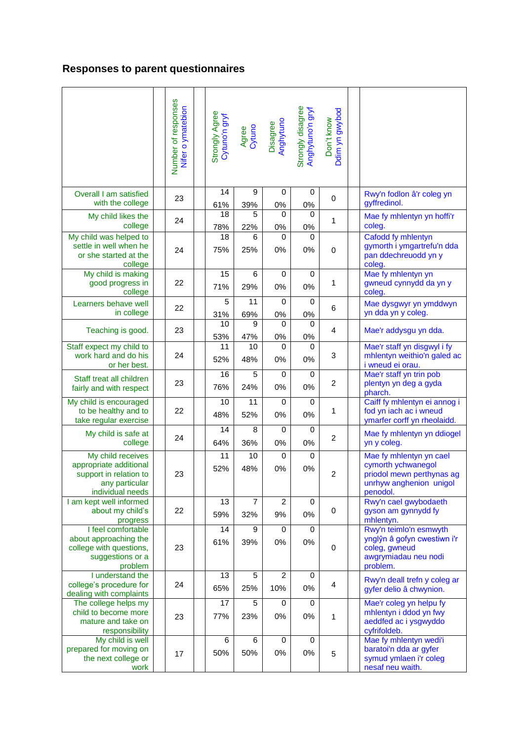## Responses to parent questionnaires

| | Number of responses<br>Nifer o ymatebion | Strongly Agree<br>Cytuno'n gryf | Agree<br>Cytuno | Disagree<br>Anghytuno | Strongly disagree<br>Anghytuno'n gryf | Don't know<br>Ddim yn gwybod | |
|---|---|---|---|---|---|---|---|
| Overall I am satisfied with the college | 23 | 14<br>61% | 9<br>39% | 0<br>0% | 0<br>0% | 0 | Rwy'n fodlon â'r coleg yn gyffredinol. |
| My child likes the college | 24 | 18<br>78% | 5<br>22% | 0<br>0% | 0<br>0% | 1 | Mae fy mhlentyn yn hoffi'r coleg. |
| My child was helped to settle in well when he or she started at the college | 24 | 18<br>75% | 6<br>25% | 0<br>0% | 0<br>0% | 0 | Cafodd fy mhlentyn gymorth i ymgartrefu'n dda pan ddechreuodd yn y coleg. |
| My child is making good progress in college | 22 | 15<br>71% | 6<br>29% | 0<br>0% | 0<br>0% | 1 | Mae fy mhlentyn yn gwneud cynnydd da yn y coleg. |
| Learners behave well in college | 22 | 5<br>31% | 11<br>69% | 0<br>0% | 0<br>0% | 6 | Mae dysgwyr yn ymddwyn yn dda yn y coleg. |
| Teaching is good. | 23 | 10<br>53% | 9<br>47% | 0<br>0% | 0<br>0% | 4 | Mae'r addysgu yn dda. |
| Staff expect my child to work hard and do his or her best. | 24 | 11<br>52% | 10<br>48% | 0<br>0% | 0<br>0% | 3 | Mae'r staff yn disgwyl i fy mhlentyn weithio'n galed ac i wneud ei orau. |
| Staff treat all children fairly and with respect | 23 | 16<br>76% | 5<br>24% | 0<br>0% | 0<br>0% | 2 | Mae'r staff yn trin pob plentyn yn deg a gyda pharch. |
| My child is encouraged to be healthy and to take regular exercise | 22 | 10<br>48% | 11<br>52% | 0<br>0% | 0<br>0% | 1 | Caiff fy mhlentyn ei annog i fod yn iach ac i wneud ymarfer corff yn rheolaidd. |
| My child is safe at college | 24 | 14<br>64% | 8<br>36% | 0<br>0% | 0<br>0% | 2 | Mae fy mhlentyn yn ddiogel yn y coleg. |
| My child receives appropriate additional support in relation to any particular individual needs | 23 | 11<br>52% | 10<br>48% | 0<br>0% | 0<br>0% | 2 | Mae fy mhlentyn yn cael cymorth ychwanegol priodol mewn perthynas ag unrhyw anghenion unigol penodol. |
| I am kept well informed about my child's progress | 22 | 13<br>59% | 7<br>32% | 2<br>9% | 0<br>0% | 0 | Rwy'n cael gwybodaeth gyson am gynnydd fy mhlentyn. |
| I feel comfortable about approaching the college with questions, suggestions or a problem | 23 | 14<br>61% | 9<br>39% | 0<br>0% | 0<br>0% | 0 | Rwy'n teimlo'n esmwyth ynglŷn â gofyn cwestiwn i'r coleg, gwneud awgrymiadau neu nodi problem. |
| I understand the college's procedure for dealing with complaints | 24 | 13<br>65% | 5<br>25% | 2<br>10% | 0<br>0% | 4 | Rwy'n deall trefn y coleg ar gyfer delio â chwynion. |
| The college helps my child to become more mature and take on responsibility | 23 | 17<br>77% | 5<br>23% | 0<br>0% | 0<br>0% | 1 | Mae'r coleg yn helpu fy mhlentyn i ddod yn fwy aeddfed ac i ysgwyddo cyfrifoldeb. |
| My child is well prepared for moving on the next college or work | 17 | 6<br>50% | 6<br>50% | 0<br>0% | 0<br>0% | 5 | Mae fy mhlentyn wedi'i baratoi'n dda ar gyfer symud ymlaen i'r coleg nesaf neu waith. |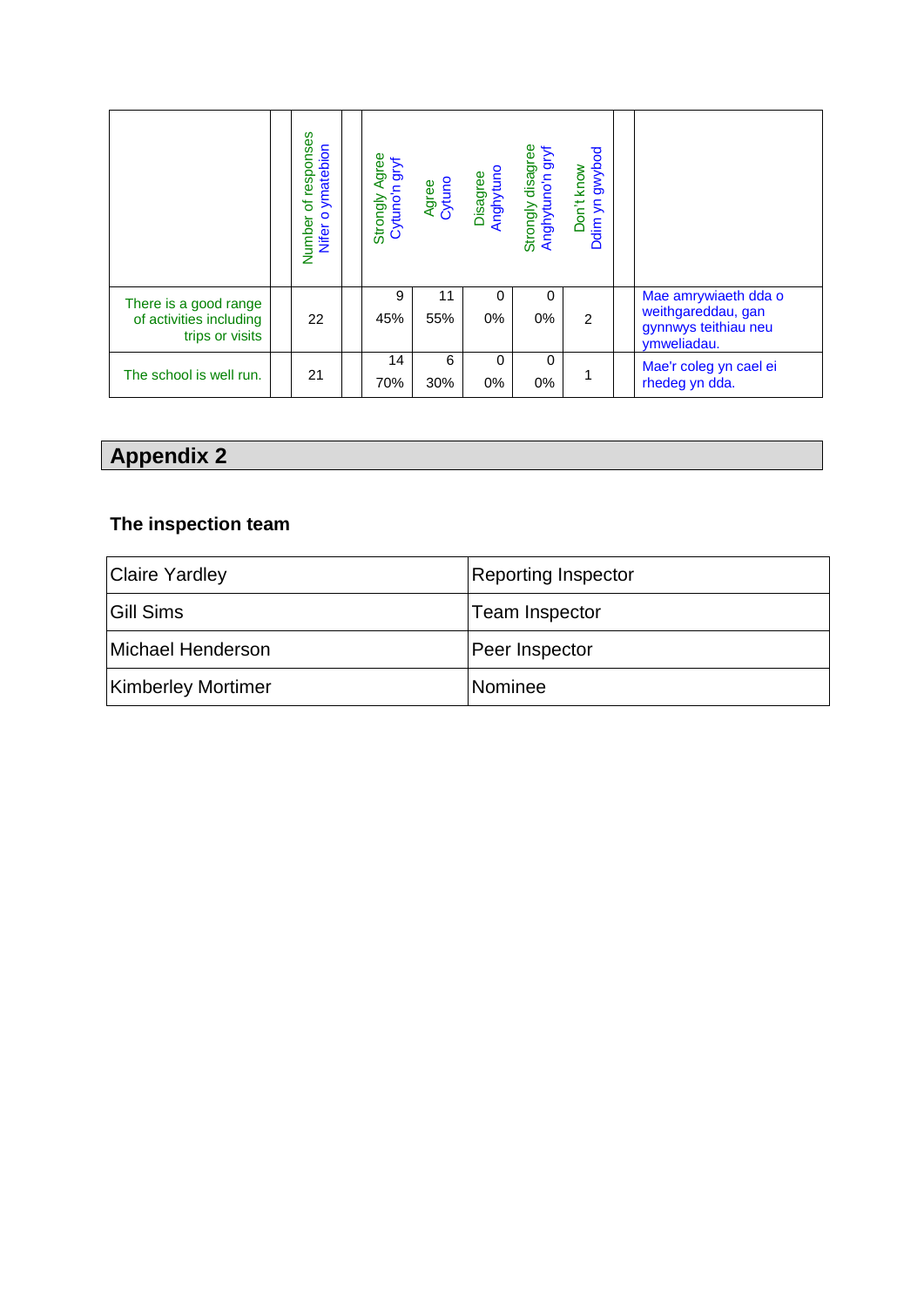| | | Number of responses Nifer o ymatebion | | Strongly Agree Cytuno'n gryf | Agree Cytuno | Disagree Anghytuno | Strongly disagree Anghytuno'n gryf | Don't know Ddim yn gwybod | | |
|---|---|---|---|---|---|---|---|---|---|---|
| There is a good range of activities including trips or visits | | 22 | | 9<br>45% | 11<br>55% | 0<br>0% | 0<br>0% | 2 | | Mae amrywiaeth dda o weithgareddau, gan gynnwys teithiau neu ymweliadau. |
| The school is well run. | | 21 | | 14<br>70% | 6<br>30% | 0<br>0% | 0<br>0% | 1 | | Mae'r coleg yn cael ei rhedeg yn dda. |

## Appendix 2

### The inspection team

| | |
|---|---|
| Claire Yardley | Reporting Inspector |
| Gill Sims | Team Inspector |
| Michael Henderson | Peer Inspector |
| Kimberley Mortimer | Nominee |